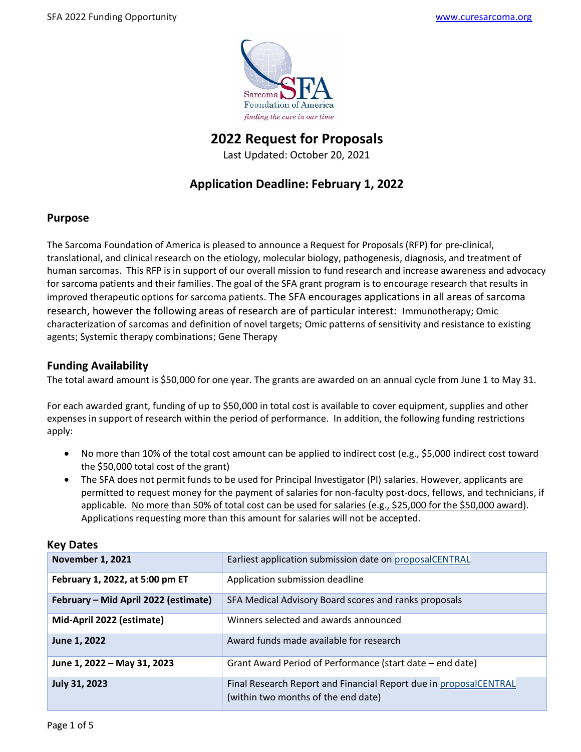# 2022 Request for Proposals

Last Updated: October 20, 2021

## Application Deadline: February 1, 2022

### Purpose

The Sarcoma Foundation of America is pleased to announce a Request for Proposals (RFP) for pre-clinical, translational, and clinical research on the etiology, molecular biology, pathogenesis, diagnosis, and treatment of human sarcomas. This RFP is in support of our overall mission to fund research and increase awareness and advocacy for sarcoma patients and their families. The goal of the SFA grant program is to encourage research that results in improved therapeutic options for sarcoma patients. The SFA encourages applications in all areas of sarcoma research, however the following areas of research are of particular interest: Immunotherapy; Omic characterization of sarcomas and definition of novel targets; Omic patterns of sensitivity and resistance to existing agents; Systemic therapy combinations; Gene Therapy

### Funding Availability

The total award amount is $50,000 for one year. The grants are awarded on an annual cycle from June 1 to May 31.

For each awarded grant, funding of up to $50,000 in total cost is available to cover equipment, supplies and other expenses in support of research within the period of performance. In addition, the following funding restrictions apply:

- No more than 10% of the total cost amount can be applied to indirect cost (e.g., $5,000 indirect cost toward the $50,000 total cost of the grant)
- The SFA does not permit funds to be used for Principal Investigator (PI) salaries. However, applicants are permitted to request money for the payment of salaries for non-faculty post-docs, fellows, and technicians, if applicable. No more than 50% of total cost can be used for salaries (e.g., $25,000 for the $50,000 award). Applications requesting more than this amount for salaries will not be accepted.

### Key Dates

| Date | Event |
|---|---|
| **November 1, 2021** | Earliest application submission date on proposalCENTRAL |
| **February 1, 2022, at 5:00 pm ET** | Application submission deadline |
| **February – Mid April 2022 (estimate)** | SFA Medical Advisory Board scores and ranks proposals |
| **Mid-April 2022 (estimate)** | Winners selected and awards announced |
| **June 1, 2022** | Award funds made available for research |
| **June 1, 2022 – May 31, 2023** | Grant Award Period of Performance (start date – end date) |
| **July 31, 2023** | Final Research Report and Financial Report due in proposalCENTRAL (within two months of the end date) |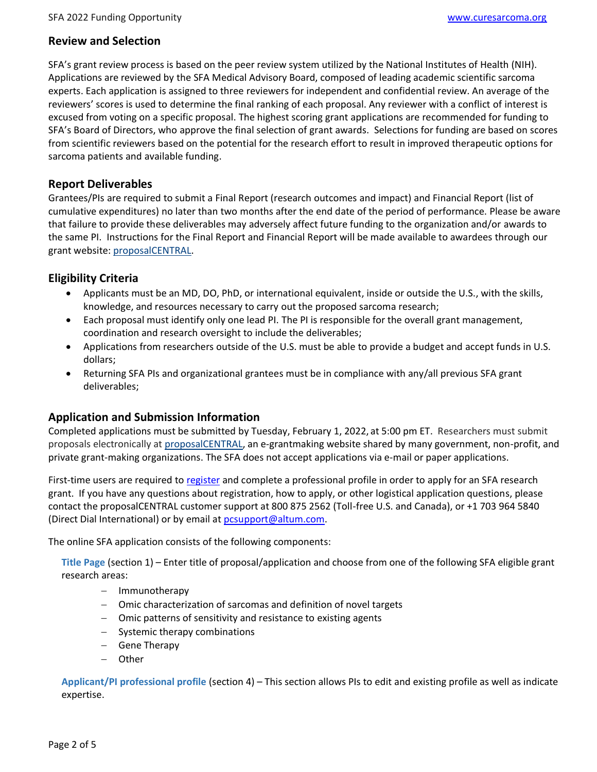## Review and Selection

SFA's grant review process is based on the peer review system utilized by the National Institutes of Health (NIH). Applications are reviewed by the SFA Medical Advisory Board, composed of leading academic scientific sarcoma experts. Each application is assigned to three reviewers for independent and confidential review. An average of the reviewers' scores is used to determine the final ranking of each proposal. Any reviewer with a conflict of interest is excused from voting on a specific proposal. The highest scoring grant applications are recommended for funding to SFA's Board of Directors, who approve the final selection of grant awards. Selections for funding are based on scores from scientific reviewers based on the potential for the research effort to result in improved therapeutic options for sarcoma patients and available funding.

## Report Deliverables

Grantees/PIs are required to submit a Final Report (research outcomes and impact) and Financial Report (list of cumulative expenditures) no later than two months after the end date of the period of performance. Please be aware that failure to provide these deliverables may adversely affect future funding to the organization and/or awards to the same PI. Instructions for the Final Report and Financial Report will be made available to awardees through our grant website: proposalCENTRAL.

## Eligibility Criteria

- Applicants must be an MD, DO, PhD, or international equivalent, inside or outside the U.S., with the skills, knowledge, and resources necessary to carry out the proposed sarcoma research;
- Each proposal must identify only one lead PI. The PI is responsible for the overall grant management, coordination and research oversight to include the deliverables;
- Applications from researchers outside of the U.S. must be able to provide a budget and accept funds in U.S. dollars;
- Returning SFA PIs and organizational grantees must be in compliance with any/all previous SFA grant deliverables;

## Application and Submission Information

Completed applications must be submitted by Tuesday, February 1, 2022, at 5:00 pm ET. Researchers must submit proposals electronically at proposalCENTRAL, an e-grantmaking website shared by many government, non-profit, and private grant-making organizations. The SFA does not accept applications via e-mail or paper applications.

First-time users are required to register and complete a professional profile in order to apply for an SFA research grant. If you have any questions about registration, how to apply, or other logistical application questions, please contact the proposalCENTRAL customer support at 800 875 2562 (Toll-free U.S. and Canada), or +1 703 964 5840 (Direct Dial International) or by email at pcsupport@altum.com.

The online SFA application consists of the following components:

**Title Page** (section 1) – Enter title of proposal/application and choose from one of the following SFA eligible grant research areas:

- Immunotherapy
- Omic characterization of sarcomas and definition of novel targets
- Omic patterns of sensitivity and resistance to existing agents
- Systemic therapy combinations
- Gene Therapy
- Other

**Applicant/PI professional profile** (section 4) – This section allows PIs to edit and existing profile as well as indicate expertise.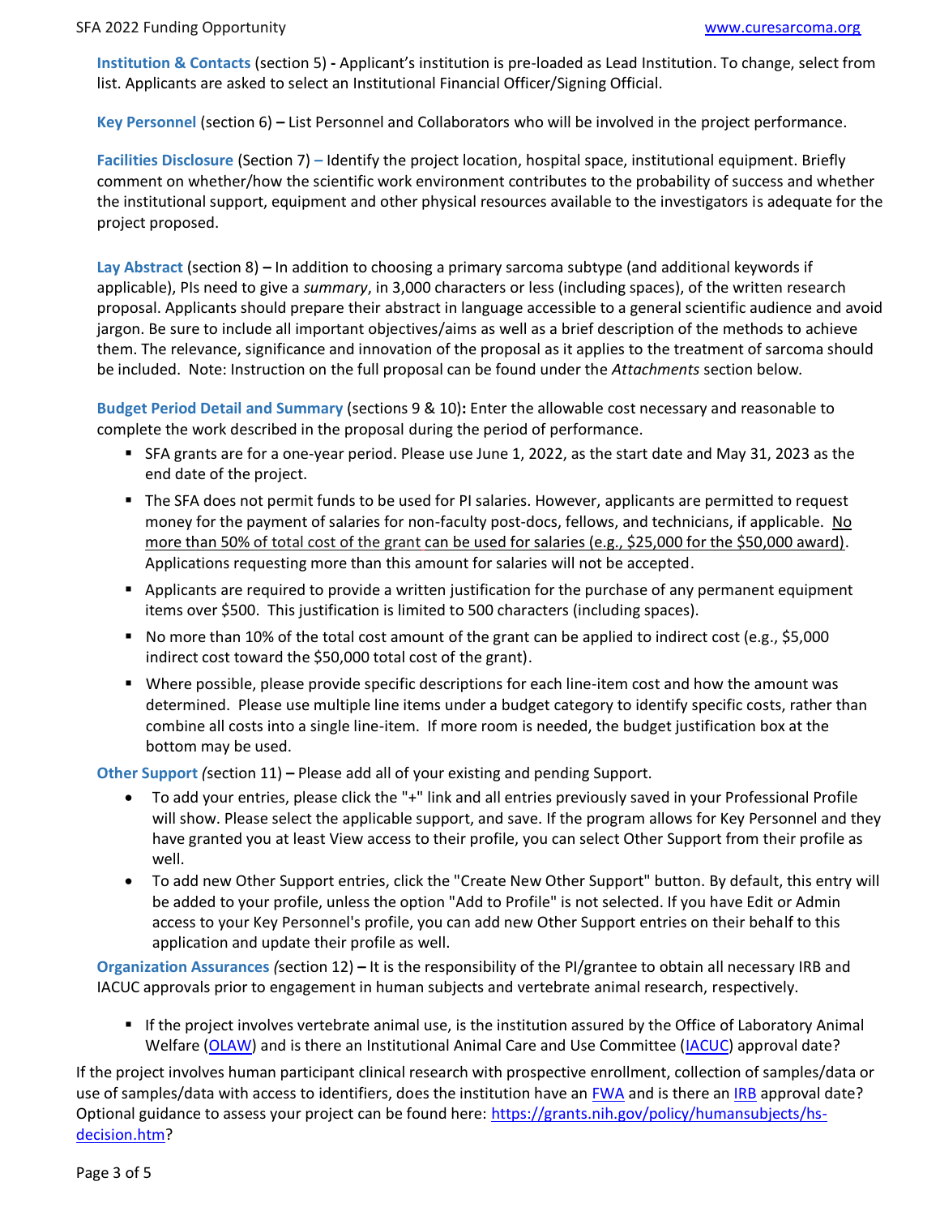**Institution & Contacts** (section 5) **-** Applicant's institution is pre-loaded as Lead Institution. To change, select from list. Applicants are asked to select an Institutional Financial Officer/Signing Official.

**Key Personnel** (section 6) **–** List Personnel and Collaborators who will be involved in the project performance.

**Facilities Disclosure** (Section 7) **–** Identify the project location, hospital space, institutional equipment. Briefly comment on whether/how the scientific work environment contributes to the probability of success and whether the institutional support, equipment and other physical resources available to the investigators is adequate for the project proposed.

**Lay Abstract** (section 8) **–** In addition to choosing a primary sarcoma subtype (and additional keywords if applicable), PIs need to give a *summary*, in 3,000 characters or less (including spaces), of the written research proposal. Applicants should prepare their abstract in language accessible to a general scientific audience and avoid jargon. Be sure to include all important objectives/aims as well as a brief description of the methods to achieve them. The relevance, significance and innovation of the proposal as it applies to the treatment of sarcoma should be included. Note: Instruction on the full proposal can be found under the *Attachments* section below.

**Budget Period Detail and Summary** (sections 9 & 10)**:** Enter the allowable cost necessary and reasonable to complete the work described in the proposal during the period of performance.

- SFA grants are for a one-year period. Please use June 1, 2022, as the start date and May 31, 2023 as the end date of the project.
- The SFA does not permit funds to be used for PI salaries. However, applicants are permitted to request money for the payment of salaries for non-faculty post-docs, fellows, and technicians, if applicable. No more than 50% of total cost of the grant can be used for salaries (e.g., $25,000 for the $50,000 award). Applications requesting more than this amount for salaries will not be accepted.
- Applicants are required to provide a written justification for the purchase of any permanent equipment items over $500. This justification is limited to 500 characters (including spaces).
- No more than 10% of the total cost amount of the grant can be applied to indirect cost (e.g., $5,000 indirect cost toward the $50,000 total cost of the grant).
- Where possible, please provide specific descriptions for each line-item cost and how the amount was determined. Please use multiple line items under a budget category to identify specific costs, rather than combine all costs into a single line-item. If more room is needed, the budget justification box at the bottom may be used.

**Other Support** *(*section 11) **–** Please add all of your existing and pending Support.

- To add your entries, please click the "+" link and all entries previously saved in your Professional Profile will show. Please select the applicable support, and save. If the program allows for Key Personnel and they have granted you at least View access to their profile, you can select Other Support from their profile as well.
- To add new Other Support entries, click the "Create New Other Support" button. By default, this entry will be added to your profile, unless the option "Add to Profile" is not selected. If you have Edit or Admin access to your Key Personnel's profile, you can add new Other Support entries on their behalf to this application and update their profile as well.

**Organization Assurances** *(*section 12) **–** It is the responsibility of the PI/grantee to obtain all necessary IRB and IACUC approvals prior to engagement in human subjects and vertebrate animal research, respectively.

- If the project involves vertebrate animal use, is the institution assured by the Office of Laboratory Animal Welfare (OLAW) and is there an Institutional Animal Care and Use Committee (IACUC) approval date?

If the project involves human participant clinical research with prospective enrollment, collection of samples/data or use of samples/data with access to identifiers, does the institution have an FWA and is there an IRB approval date? Optional guidance to assess your project can be found here: https://grants.nih.gov/policy/humansubjects/hs-decision.htm?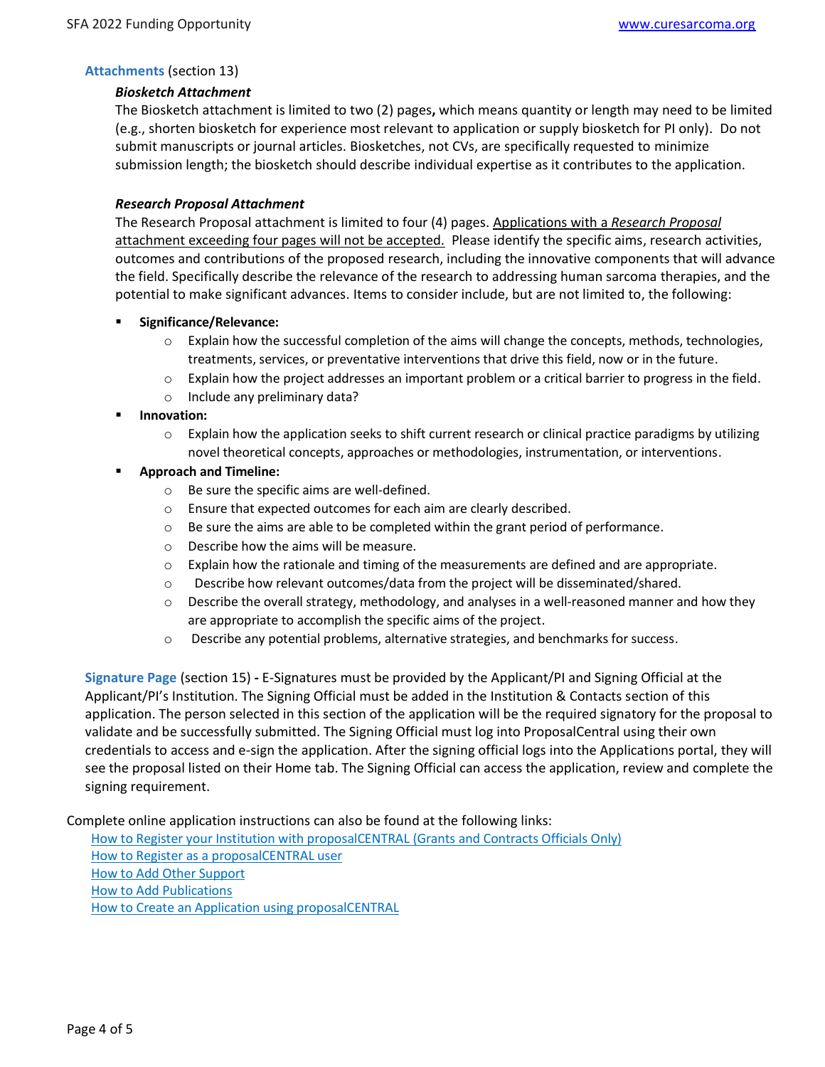**Attachments** (section 13)

***Biosketch Attachment***

The Biosketch attachment is limited to two (2) pages**,** which means quantity or length may need to be limited (e.g., shorten biosketch for experience most relevant to application or supply biosketch for PI only). Do not submit manuscripts or journal articles. Biosketches, not CVs, are specifically requested to minimize submission length; the biosketch should describe individual expertise as it contributes to the application.

***Research Proposal Attachment***

The Research Proposal attachment is limited to four (4) pages. Applications with a *Research Proposal* attachment exceeding four pages will not be accepted. Please identify the specific aims, research activities, outcomes and contributions of the proposed research, including the innovative components that will advance the field. Specifically describe the relevance of the research to addressing human sarcoma therapies, and the potential to make significant advances. Items to consider include, but are not limited to, the following:

- **Significance/Relevance:**
  - Explain how the successful completion of the aims will change the concepts, methods, technologies, treatments, services, or preventative interventions that drive this field, now or in the future.
  - Explain how the project addresses an important problem or a critical barrier to progress in the field.
  - Include any preliminary data?
- **Innovation:**
  - Explain how the application seeks to shift current research or clinical practice paradigms by utilizing novel theoretical concepts, approaches or methodologies, instrumentation, or interventions.
- **Approach and Timeline:**
  - Be sure the specific aims are well-defined.
  - Ensure that expected outcomes for each aim are clearly described.
  - Be sure the aims are able to be completed within the grant period of performance.
  - Describe how the aims will be measure.
  - Explain how the rationale and timing of the measurements are defined and are appropriate.
  - Describe how relevant outcomes/data from the project will be disseminated/shared.
  - Describe the overall strategy, methodology, and analyses in a well-reasoned manner and how they are appropriate to accomplish the specific aims of the project.
  - Describe any potential problems, alternative strategies, and benchmarks for success.

**Signature Page** (section 15) **-** E-Signatures must be provided by the Applicant/PI and Signing Official at the Applicant/PI's Institution. The Signing Official must be added in the Institution & Contacts section of this application. The person selected in this section of the application will be the required signatory for the proposal to validate and be successfully submitted. The Signing Official must log into ProposalCentral using their own credentials to access and e-sign the application. After the signing official logs into the Applications portal, they will see the proposal listed on their Home tab. The Signing Official can access the application, review and complete the signing requirement.

Complete online application instructions can also be found at the following links:

How to Register your Institution with proposalCENTRAL (Grants and Contracts Officials Only)
How to Register as a proposalCENTRAL user
How to Add Other Support
How to Add Publications
How to Create an Application using proposalCENTRAL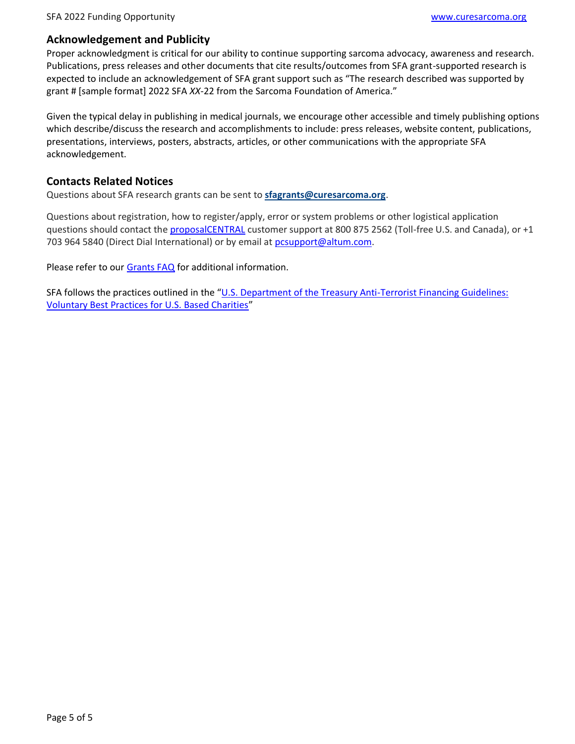## Acknowledgement and Publicity

Proper acknowledgment is critical for our ability to continue supporting sarcoma advocacy, awareness and research. Publications, press releases and other documents that cite results/outcomes from SFA grant-supported research is expected to include an acknowledgement of SFA grant support such as "The research described was supported by grant # [sample format] 2022 SFA *XX*-22 from the Sarcoma Foundation of America."

Given the typical delay in publishing in medical journals, we encourage other accessible and timely publishing options which describe/discuss the research and accomplishments to include: press releases, website content, publications, presentations, interviews, posters, abstracts, articles, or other communications with the appropriate SFA acknowledgement.

## Contacts Related Notices

Questions about SFA research grants can be sent to **sfagrants@curesarcoma.org**.

Questions about registration, how to register/apply, error or system problems or other logistical application questions should contact the proposalCENTRAL customer support at 800 875 2562 (Toll-free U.S. and Canada), or +1 703 964 5840 (Direct Dial International) or by email at pcsupport@altum.com.

Please refer to our Grants FAQ for additional information.

SFA follows the practices outlined in the "U.S. Department of the Treasury Anti-Terrorist Financing Guidelines: Voluntary Best Practices for U.S. Based Charities"